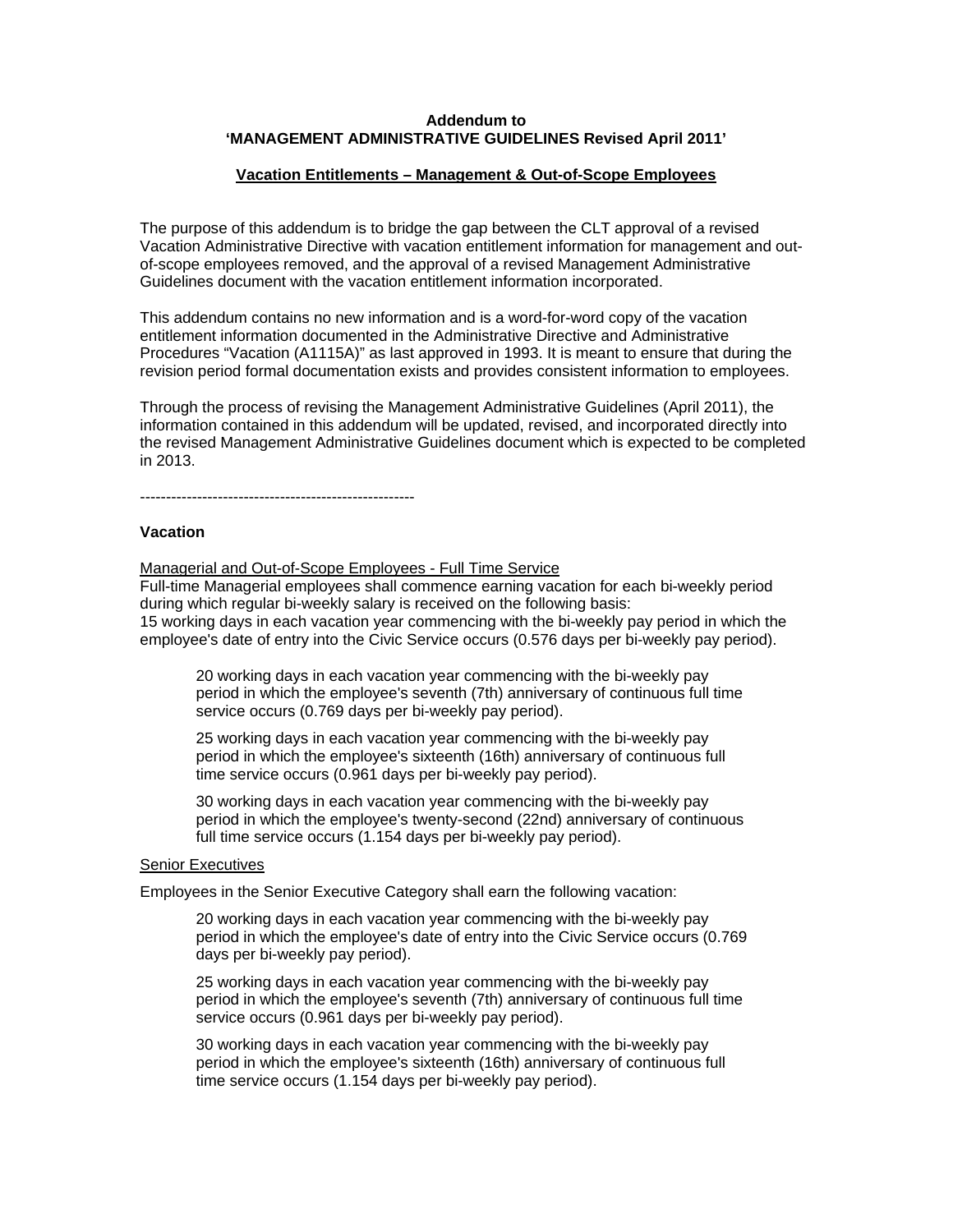**Addendum to**
**'MANAGEMENT ADMINISTRATIVE GUIDELINES Revised April 2011'**

**Vacation Entitlements – Management & Out-of-Scope Employees**

The purpose of this addendum is to bridge the gap between the CLT approval of a revised Vacation Administrative Directive with vacation entitlement information for management and out-of-scope employees removed, and the approval of a revised Management Administrative Guidelines document with the vacation entitlement information incorporated.

This addendum contains no new information and is a word-for-word copy of the vacation entitlement information documented in the Administrative Directive and Administrative Procedures "Vacation (A1115A)" as last approved in 1993. It is meant to ensure that during the revision period formal documentation exists and provides consistent information to employees.

Through the process of revising the Management Administrative Guidelines (April 2011), the information contained in this addendum will be updated, revised, and incorporated directly into the revised Management Administrative Guidelines document which is expected to be completed in 2013.

-----------------------------------------------------

**Vacation**

Managerial and Out-of-Scope Employees - Full Time Service

Full-time Managerial employees shall commence earning vacation for each bi-weekly period during which regular bi-weekly salary is received on the following basis:
15 working days in each vacation year commencing with the bi-weekly pay period in which the employee's date of entry into the Civic Service occurs (0.576 days per bi-weekly pay period).

> 20 working days in each vacation year commencing with the bi-weekly pay period in which the employee's seventh (7th) anniversary of continuous full time service occurs (0.769 days per bi-weekly pay period).
>
> 25 working days in each vacation year commencing with the bi-weekly pay period in which the employee's sixteenth (16th) anniversary of continuous full time service occurs (0.961 days per bi-weekly pay period).
>
> 30 working days in each vacation year commencing with the bi-weekly pay period in which the employee's twenty-second (22nd) anniversary of continuous full time service occurs (1.154 days per bi-weekly pay period).

Senior Executives

Employees in the Senior Executive Category shall earn the following vacation:

> 20 working days in each vacation year commencing with the bi-weekly pay period in which the employee's date of entry into the Civic Service occurs (0.769 days per bi-weekly pay period).
>
> 25 working days in each vacation year commencing with the bi-weekly pay period in which the employee's seventh (7th) anniversary of continuous full time service occurs (0.961 days per bi-weekly pay period).
>
> 30 working days in each vacation year commencing with the bi-weekly pay period in which the employee's sixteenth (16th) anniversary of continuous full time service occurs (1.154 days per bi-weekly pay period).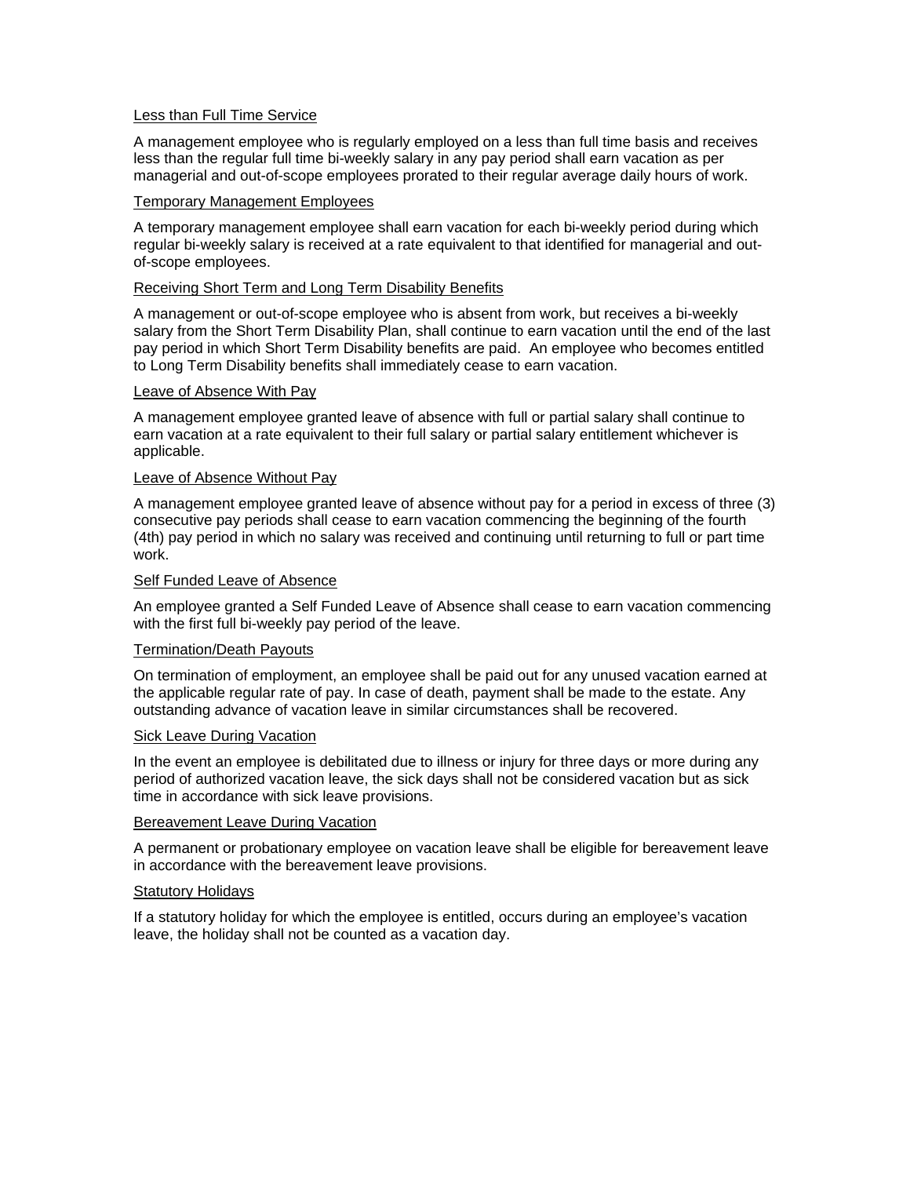### Less than Full Time Service

A management employee who is regularly employed on a less than full time basis and receives less than the regular full time bi-weekly salary in any pay period shall earn vacation as per managerial and out-of-scope employees prorated to their regular average daily hours of work.

### Temporary Management Employees

A temporary management employee shall earn vacation for each bi-weekly period during which regular bi-weekly salary is received at a rate equivalent to that identified for managerial and out-of-scope employees.

### Receiving Short Term and Long Term Disability Benefits

A management or out-of-scope employee who is absent from work, but receives a bi-weekly salary from the Short Term Disability Plan, shall continue to earn vacation until the end of the last pay period in which Short Term Disability benefits are paid. An employee who becomes entitled to Long Term Disability benefits shall immediately cease to earn vacation.

### Leave of Absence With Pay

A management employee granted leave of absence with full or partial salary shall continue to earn vacation at a rate equivalent to their full salary or partial salary entitlement whichever is applicable.

### Leave of Absence Without Pay

A management employee granted leave of absence without pay for a period in excess of three (3) consecutive pay periods shall cease to earn vacation commencing the beginning of the fourth (4th) pay period in which no salary was received and continuing until returning to full or part time work.

### Self Funded Leave of Absence

An employee granted a Self Funded Leave of Absence shall cease to earn vacation commencing with the first full bi-weekly pay period of the leave.

### Termination/Death Payouts

On termination of employment, an employee shall be paid out for any unused vacation earned at the applicable regular rate of pay. In case of death, payment shall be made to the estate. Any outstanding advance of vacation leave in similar circumstances shall be recovered.

### Sick Leave During Vacation

In the event an employee is debilitated due to illness or injury for three days or more during any period of authorized vacation leave, the sick days shall not be considered vacation but as sick time in accordance with sick leave provisions.

### Bereavement Leave During Vacation

A permanent or probationary employee on vacation leave shall be eligible for bereavement leave in accordance with the bereavement leave provisions.

### Statutory Holidays

If a statutory holiday for which the employee is entitled, occurs during an employee's vacation leave, the holiday shall not be counted as a vacation day.